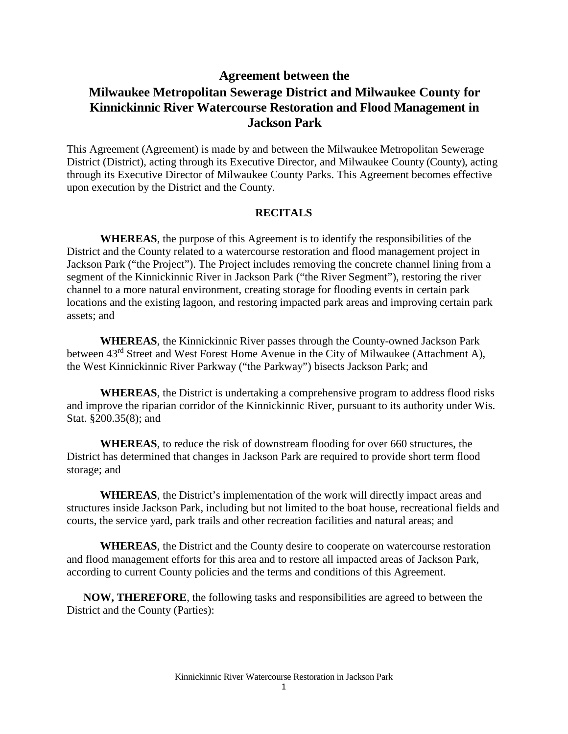# Agreement between the Milwaukee Metropolitan Sewerage District and Milwaukee County for Kinnickinnic River Watercourse Restoration and Flood Management in Jackson Park

This Agreement (Agreement) is made by and between the Milwaukee Metropolitan Sewerage District (District), acting through its Executive Director, and Milwaukee County (County), acting through its Executive Director of Milwaukee County Parks. This Agreement becomes effective upon execution by the District and the County.

## RECITALS

**WHEREAS**, the purpose of this Agreement is to identify the responsibilities of the District and the County related to a watercourse restoration and flood management project in Jackson Park ("the Project"). The Project includes removing the concrete channel lining from a segment of the Kinnickinnic River in Jackson Park ("the River Segment"), restoring the river channel to a more natural environment, creating storage for flooding events in certain park locations and the existing lagoon, and restoring impacted park areas and improving certain park assets; and

**WHEREAS**, the Kinnickinnic River passes through the County-owned Jackson Park between 43rd Street and West Forest Home Avenue in the City of Milwaukee (Attachment A), the West Kinnickinnic River Parkway ("the Parkway") bisects Jackson Park; and

**WHEREAS**, the District is undertaking a comprehensive program to address flood risks and improve the riparian corridor of the Kinnickinnic River, pursuant to its authority under Wis. Stat. §200.35(8); and

**WHEREAS**, to reduce the risk of downstream flooding for over 660 structures, the District has determined that changes in Jackson Park are required to provide short term flood storage; and

**WHEREAS**, the District's implementation of the work will directly impact areas and structures inside Jackson Park, including but not limited to the boat house, recreational fields and courts, the service yard, park trails and other recreation facilities and natural areas; and

**WHEREAS**, the District and the County desire to cooperate on watercourse restoration and flood management efforts for this area and to restore all impacted areas of Jackson Park, according to current County policies and the terms and conditions of this Agreement.

**NOW, THEREFORE**, the following tasks and responsibilities are agreed to between the District and the County (Parties):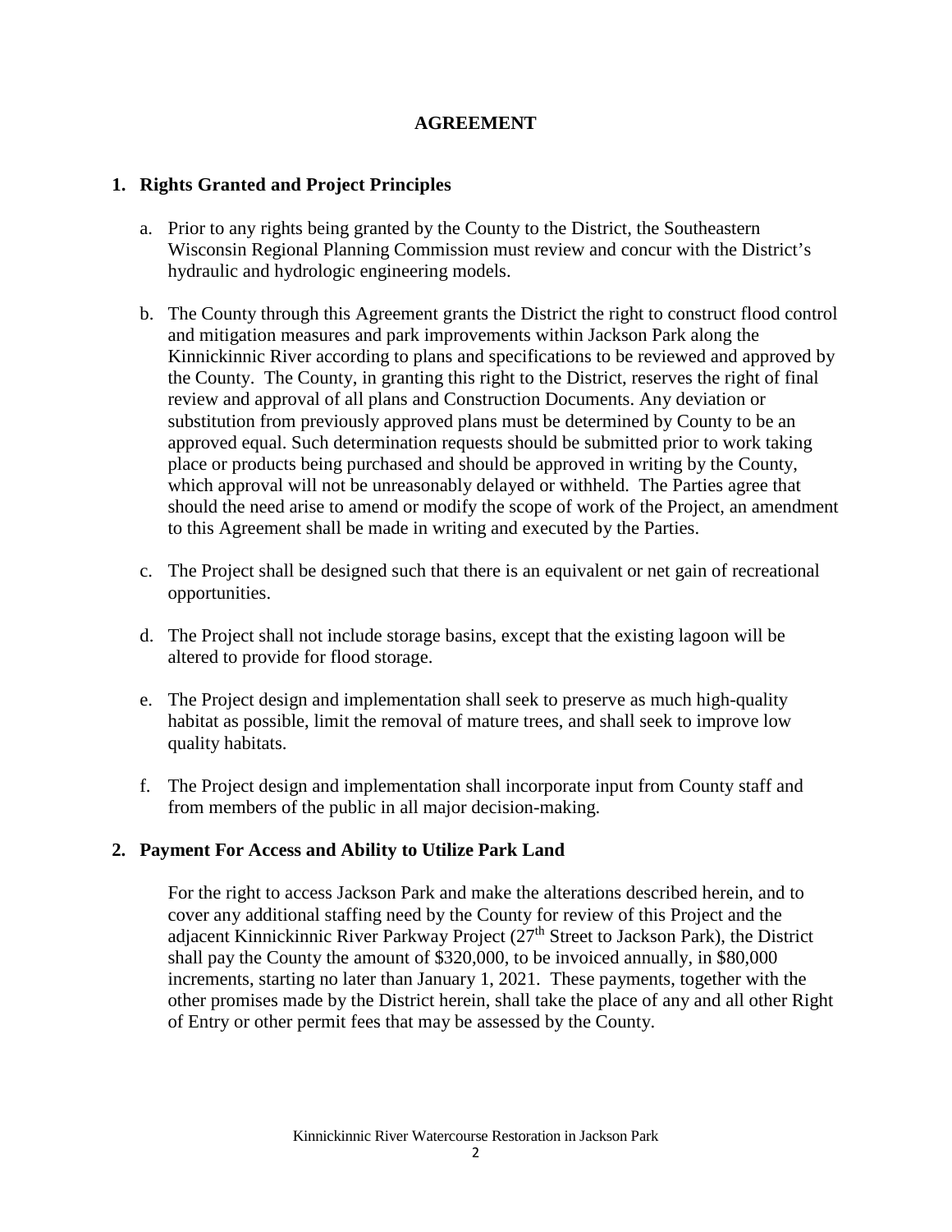# AGREEMENT

## 1. Rights Granted and Project Principles

a. Prior to any rights being granted by the County to the District, the Southeastern Wisconsin Regional Planning Commission must review and concur with the District's hydraulic and hydrologic engineering models.

b. The County through this Agreement grants the District the right to construct flood control and mitigation measures and park improvements within Jackson Park along the Kinnickinnic River according to plans and specifications to be reviewed and approved by the County. The County, in granting this right to the District, reserves the right of final review and approval of all plans and Construction Documents. Any deviation or substitution from previously approved plans must be determined by County to be an approved equal. Such determination requests should be submitted prior to work taking place or products being purchased and should be approved in writing by the County, which approval will not be unreasonably delayed or withheld. The Parties agree that should the need arise to amend or modify the scope of work of the Project, an amendment to this Agreement shall be made in writing and executed by the Parties.

c. The Project shall be designed such that there is an equivalent or net gain of recreational opportunities.

d. The Project shall not include storage basins, except that the existing lagoon will be altered to provide for flood storage.

e. The Project design and implementation shall seek to preserve as much high-quality habitat as possible, limit the removal of mature trees, and shall seek to improve low quality habitats.

f. The Project design and implementation shall incorporate input from County staff and from members of the public in all major decision-making.

## 2. Payment For Access and Ability to Utilize Park Land

For the right to access Jackson Park and make the alterations described herein, and to cover any additional staffing need by the County for review of this Project and the adjacent Kinnickinnic River Parkway Project (27th Street to Jackson Park), the District shall pay the County the amount of $320,000, to be invoiced annually, in $80,000 increments, starting no later than January 1, 2021. These payments, together with the other promises made by the District herein, shall take the place of any and all other Right of Entry or other permit fees that may be assessed by the County.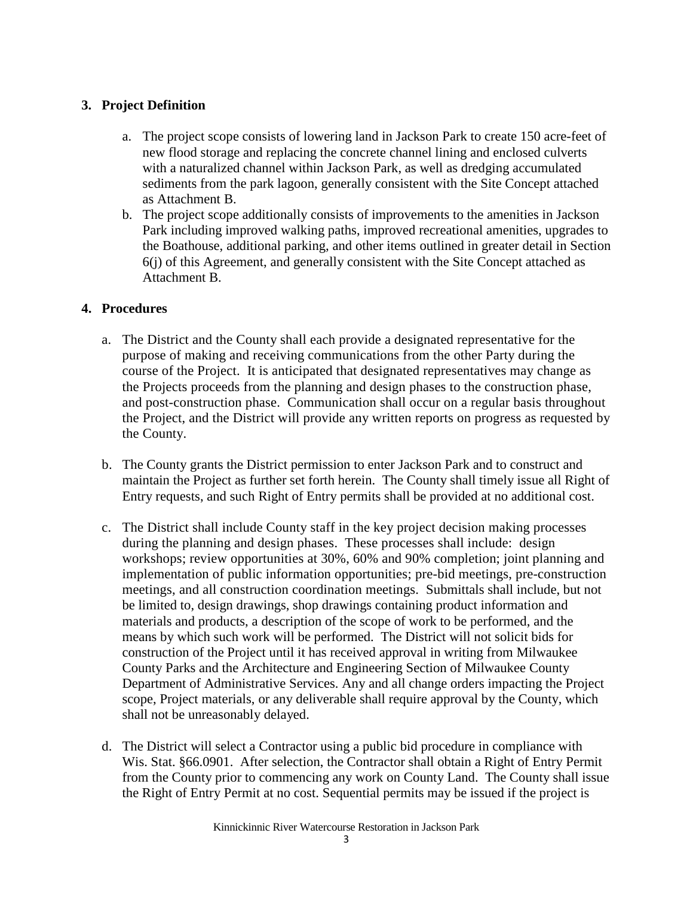## 3. Project Definition

a. The project scope consists of lowering land in Jackson Park to create 150 acre-feet of new flood storage and replacing the concrete channel lining and enclosed culverts with a naturalized channel within Jackson Park, as well as dredging accumulated sediments from the park lagoon, generally consistent with the Site Concept attached as Attachment B.

b. The project scope additionally consists of improvements to the amenities in Jackson Park including improved walking paths, improved recreational amenities, upgrades to the Boathouse, additional parking, and other items outlined in greater detail in Section 6(j) of this Agreement, and generally consistent with the Site Concept attached as Attachment B.

## 4. Procedures

a. The District and the County shall each provide a designated representative for the purpose of making and receiving communications from the other Party during the course of the Project. It is anticipated that designated representatives may change as the Projects proceeds from the planning and design phases to the construction phase, and post-construction phase. Communication shall occur on a regular basis throughout the Project, and the District will provide any written reports on progress as requested by the County.

b. The County grants the District permission to enter Jackson Park and to construct and maintain the Project as further set forth herein. The County shall timely issue all Right of Entry requests, and such Right of Entry permits shall be provided at no additional cost.

c. The District shall include County staff in the key project decision making processes during the planning and design phases. These processes shall include: design workshops; review opportunities at 30%, 60% and 90% completion; joint planning and implementation of public information opportunities; pre-bid meetings, pre-construction meetings, and all construction coordination meetings. Submittals shall include, but not be limited to, design drawings, shop drawings containing product information and materials and products, a description of the scope of work to be performed, and the means by which such work will be performed. The District will not solicit bids for construction of the Project until it has received approval in writing from Milwaukee County Parks and the Architecture and Engineering Section of Milwaukee County Department of Administrative Services. Any and all change orders impacting the Project scope, Project materials, or any deliverable shall require approval by the County, which shall not be unreasonably delayed.

d. The District will select a Contractor using a public bid procedure in compliance with Wis. Stat. §66.0901. After selection, the Contractor shall obtain a Right of Entry Permit from the County prior to commencing any work on County Land. The County shall issue the Right of Entry Permit at no cost. Sequential permits may be issued if the project is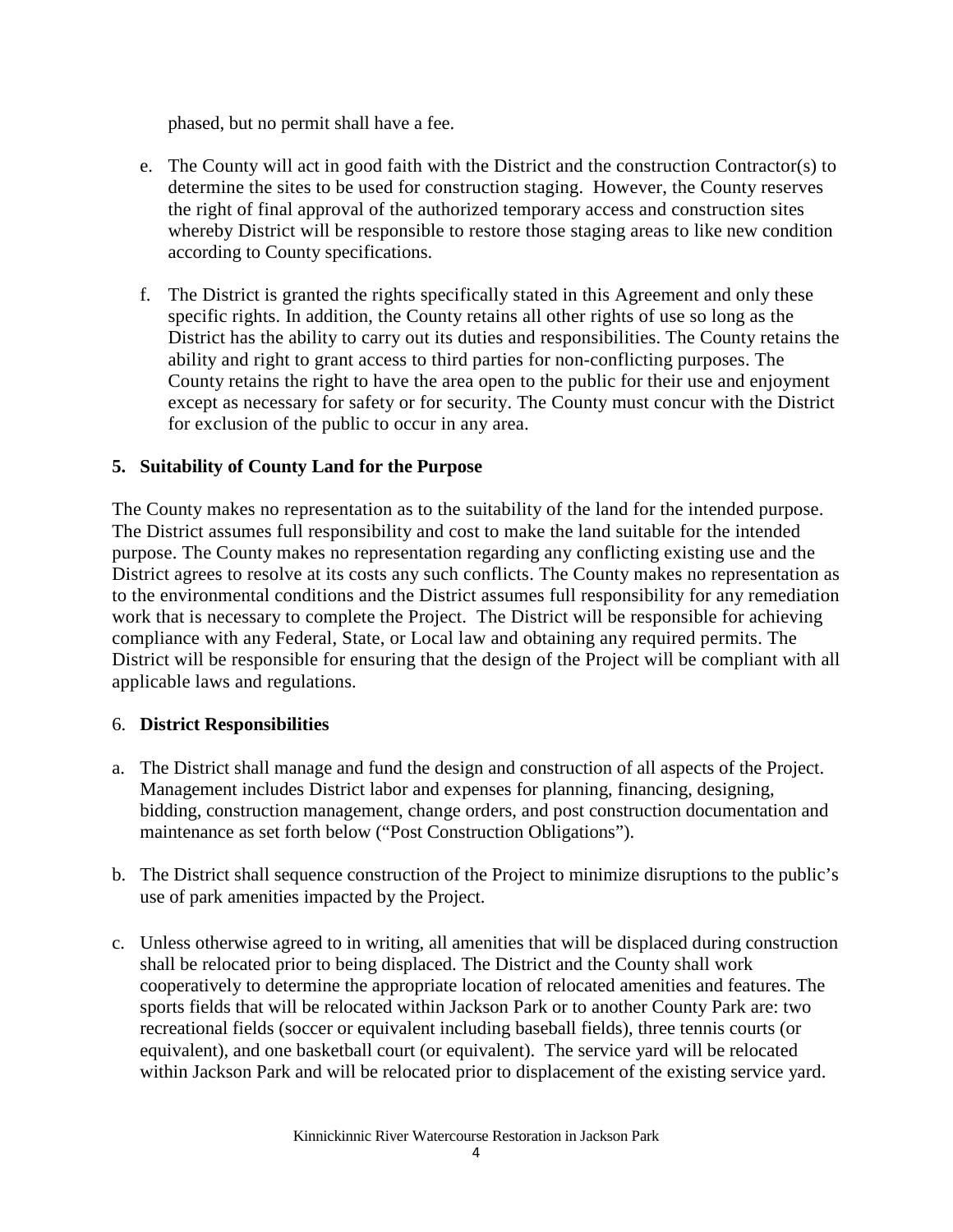phased, but no permit shall have a fee.

e. The County will act in good faith with the District and the construction Contractor(s) to determine the sites to be used for construction staging. However, the County reserves the right of final approval of the authorized temporary access and construction sites whereby District will be responsible to restore those staging areas to like new condition according to County specifications.

f. The District is granted the rights specifically stated in this Agreement and only these specific rights. In addition, the County retains all other rights of use so long as the District has the ability to carry out its duties and responsibilities. The County retains the ability and right to grant access to third parties for non-conflicting purposes. The County retains the right to have the area open to the public for their use and enjoyment except as necessary for safety or for security. The County must concur with the District for exclusion of the public to occur in any area.

## 5. Suitability of County Land for the Purpose

The County makes no representation as to the suitability of the land for the intended purpose. The District assumes full responsibility and cost to make the land suitable for the intended purpose. The County makes no representation regarding any conflicting existing use and the District agrees to resolve at its costs any such conflicts. The County makes no representation as to the environmental conditions and the District assumes full responsibility for any remediation work that is necessary to complete the Project. The District will be responsible for achieving compliance with any Federal, State, or Local law and obtaining any required permits. The District will be responsible for ensuring that the design of the Project will be compliant with all applicable laws and regulations.

## 6. District Responsibilities

a. The District shall manage and fund the design and construction of all aspects of the Project. Management includes District labor and expenses for planning, financing, designing, bidding, construction management, change orders, and post construction documentation and maintenance as set forth below ("Post Construction Obligations").

b. The District shall sequence construction of the Project to minimize disruptions to the public's use of park amenities impacted by the Project.

c. Unless otherwise agreed to in writing, all amenities that will be displaced during construction shall be relocated prior to being displaced. The District and the County shall work cooperatively to determine the appropriate location of relocated amenities and features. The sports fields that will be relocated within Jackson Park or to another County Park are: two recreational fields (soccer or equivalent including baseball fields), three tennis courts (or equivalent), and one basketball court (or equivalent). The service yard will be relocated within Jackson Park and will be relocated prior to displacement of the existing service yard.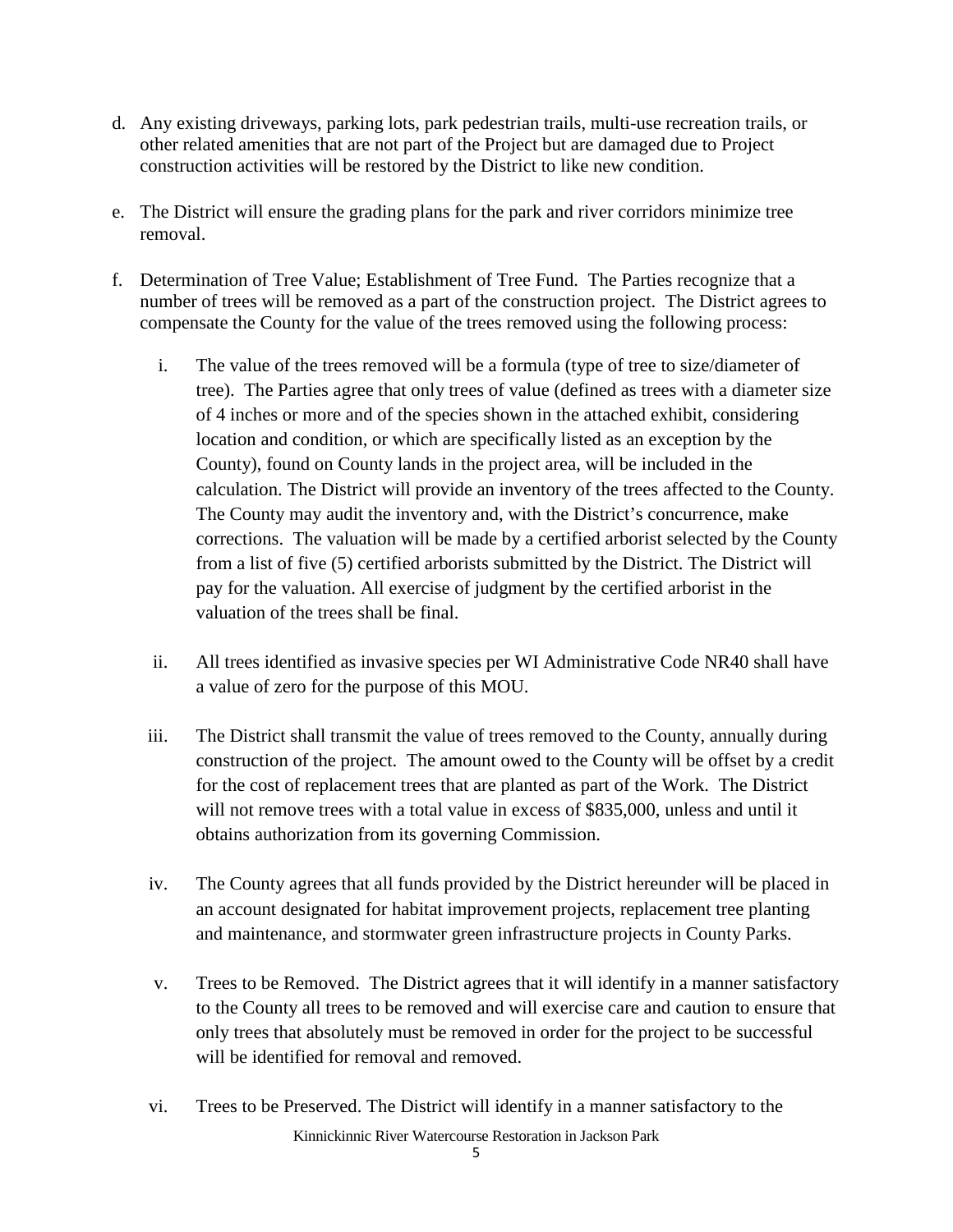d. Any existing driveways, parking lots, park pedestrian trails, multi-use recreation trails, or other related amenities that are not part of the Project but are damaged due to Project construction activities will be restored by the District to like new condition.

e. The District will ensure the grading plans for the park and river corridors minimize tree removal.

f. Determination of Tree Value; Establishment of Tree Fund. The Parties recognize that a number of trees will be removed as a part of the construction project. The District agrees to compensate the County for the value of the trees removed using the following process:

   i. The value of the trees removed will be a formula (type of tree to size/diameter of tree). The Parties agree that only trees of value (defined as trees with a diameter size of 4 inches or more and of the species shown in the attached exhibit, considering location and condition, or which are specifically listed as an exception by the County), found on County lands in the project area, will be included in the calculation. The District will provide an inventory of the trees affected to the County. The County may audit the inventory and, with the District's concurrence, make corrections. The valuation will be made by a certified arborist selected by the County from a list of five (5) certified arborists submitted by the District. The District will pay for the valuation. All exercise of judgment by the certified arborist in the valuation of the trees shall be final.

   ii. All trees identified as invasive species per WI Administrative Code NR40 shall have a value of zero for the purpose of this MOU.

   iii. The District shall transmit the value of trees removed to the County, annually during construction of the project. The amount owed to the County will be offset by a credit for the cost of replacement trees that are planted as part of the Work. The District will not remove trees with a total value in excess of $835,000, unless and until it obtains authorization from its governing Commission.

   iv. The County agrees that all funds provided by the District hereunder will be placed in an account designated for habitat improvement projects, replacement tree planting and maintenance, and stormwater green infrastructure projects in County Parks.

   v. Trees to be Removed. The District agrees that it will identify in a manner satisfactory to the County all trees to be removed and will exercise care and caution to ensure that only trees that absolutely must be removed in order for the project to be successful will be identified for removal and removed.

   vi. Trees to be Preserved. The District will identify in a manner satisfactory to the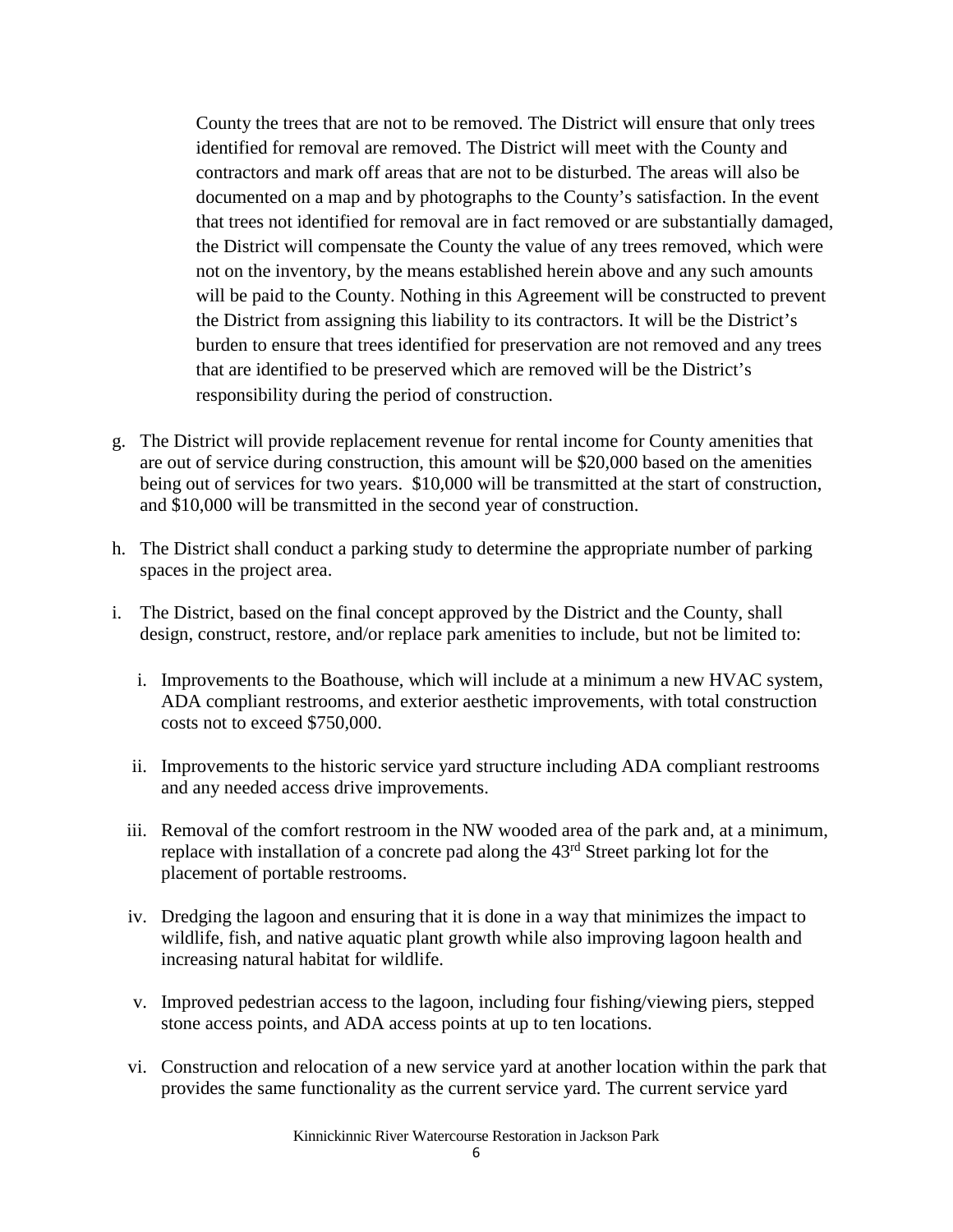County the trees that are not to be removed. The District will ensure that only trees identified for removal are removed. The District will meet with the County and contractors and mark off areas that are not to be disturbed. The areas will also be documented on a map and by photographs to the County's satisfaction. In the event that trees not identified for removal are in fact removed or are substantially damaged, the District will compensate the County the value of any trees removed, which were not on the inventory, by the means established herein above and any such amounts will be paid to the County. Nothing in this Agreement will be constructed to prevent the District from assigning this liability to its contractors. It will be the District's burden to ensure that trees identified for preservation are not removed and any trees that are identified to be preserved which are removed will be the District's responsibility during the period of construction.

g. The District will provide replacement revenue for rental income for County amenities that are out of service during construction, this amount will be $20,000 based on the amenities being out of services for two years. $10,000 will be transmitted at the start of construction, and $10,000 will be transmitted in the second year of construction.

h. The District shall conduct a parking study to determine the appropriate number of parking spaces in the project area.

i. The District, based on the final concept approved by the District and the County, shall design, construct, restore, and/or replace park amenities to include, but not be limited to:

   i. Improvements to the Boathouse, which will include at a minimum a new HVAC system, ADA compliant restrooms, and exterior aesthetic improvements, with total construction costs not to exceed $750,000.

   ii. Improvements to the historic service yard structure including ADA compliant restrooms and any needed access drive improvements.

   iii. Removal of the comfort restroom in the NW wooded area of the park and, at a minimum, replace with installation of a concrete pad along the 43rd Street parking lot for the placement of portable restrooms.

   iv. Dredging the lagoon and ensuring that it is done in a way that minimizes the impact to wildlife, fish, and native aquatic plant growth while also improving lagoon health and increasing natural habitat for wildlife.

   v. Improved pedestrian access to the lagoon, including four fishing/viewing piers, stepped stone access points, and ADA access points at up to ten locations.

   vi. Construction and relocation of a new service yard at another location within the park that provides the same functionality as the current service yard. The current service yard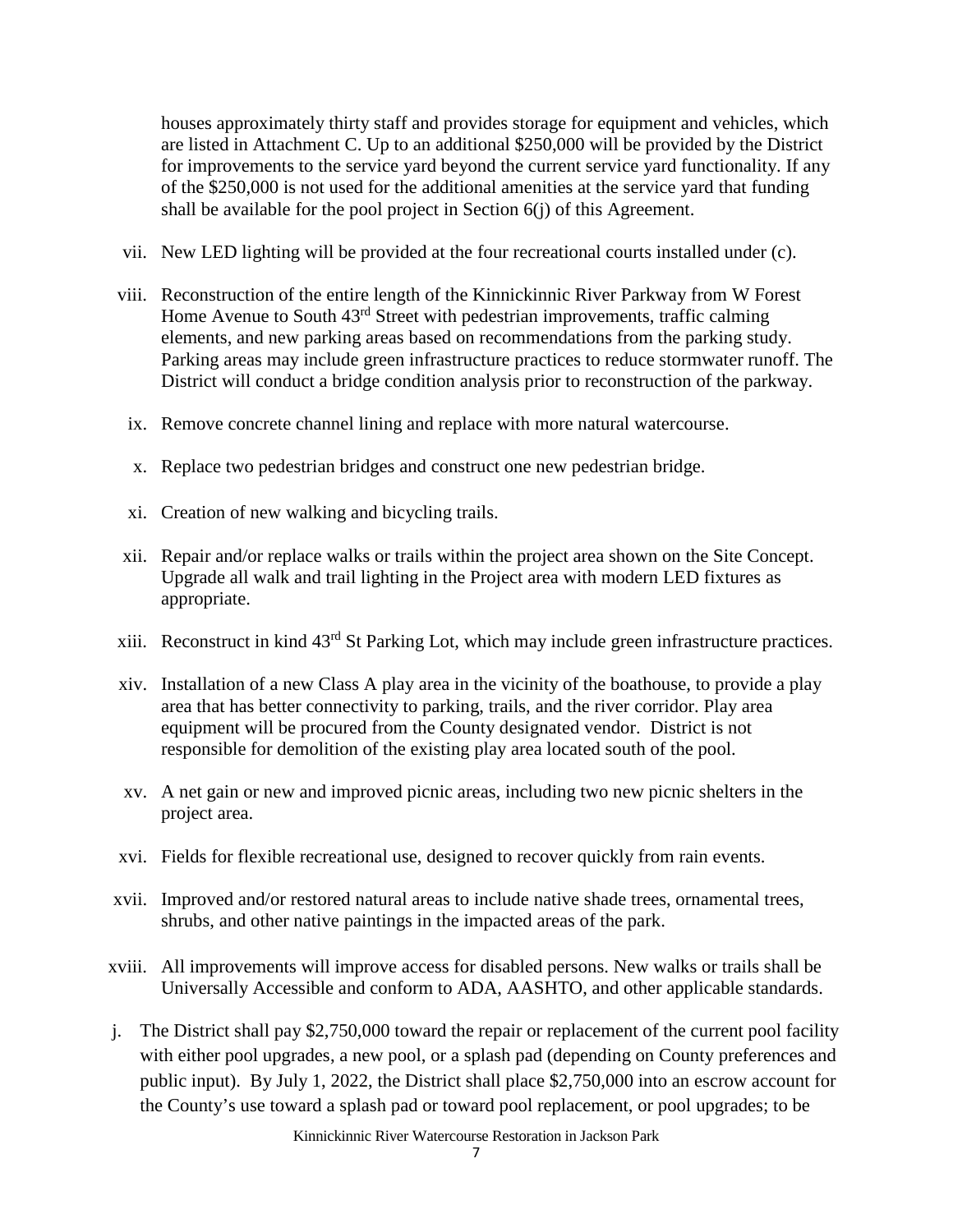houses approximately thirty staff and provides storage for equipment and vehicles, which are listed in Attachment C. Up to an additional $250,000 will be provided by the District for improvements to the service yard beyond the current service yard functionality. If any of the $250,000 is not used for the additional amenities at the service yard that funding shall be available for the pool project in Section 6(j) of this Agreement.

vii. New LED lighting will be provided at the four recreational courts installed under (c).

viii. Reconstruction of the entire length of the Kinnickinnic River Parkway from W Forest Home Avenue to South 43rd Street with pedestrian improvements, traffic calming elements, and new parking areas based on recommendations from the parking study. Parking areas may include green infrastructure practices to reduce stormwater runoff. The District will conduct a bridge condition analysis prior to reconstruction of the parkway.

ix. Remove concrete channel lining and replace with more natural watercourse.

x. Replace two pedestrian bridges and construct one new pedestrian bridge.

xi. Creation of new walking and bicycling trails.

xii. Repair and/or replace walks or trails within the project area shown on the Site Concept. Upgrade all walk and trail lighting in the Project area with modern LED fixtures as appropriate.

xiii. Reconstruct in kind 43rd St Parking Lot, which may include green infrastructure practices.

xiv. Installation of a new Class A play area in the vicinity of the boathouse, to provide a play area that has better connectivity to parking, trails, and the river corridor. Play area equipment will be procured from the County designated vendor. District is not responsible for demolition of the existing play area located south of the pool.

xv. A net gain or new and improved picnic areas, including two new picnic shelters in the project area.

xvi. Fields for flexible recreational use, designed to recover quickly from rain events.

xvii. Improved and/or restored natural areas to include native shade trees, ornamental trees, shrubs, and other native paintings in the impacted areas of the park.

xviii. All improvements will improve access for disabled persons. New walks or trails shall be Universally Accessible and conform to ADA, AASHTO, and other applicable standards.

j. The District shall pay $2,750,000 toward the repair or replacement of the current pool facility with either pool upgrades, a new pool, or a splash pad (depending on County preferences and public input). By July 1, 2022, the District shall place $2,750,000 into an escrow account for the County's use toward a splash pad or toward pool replacement, or pool upgrades; to be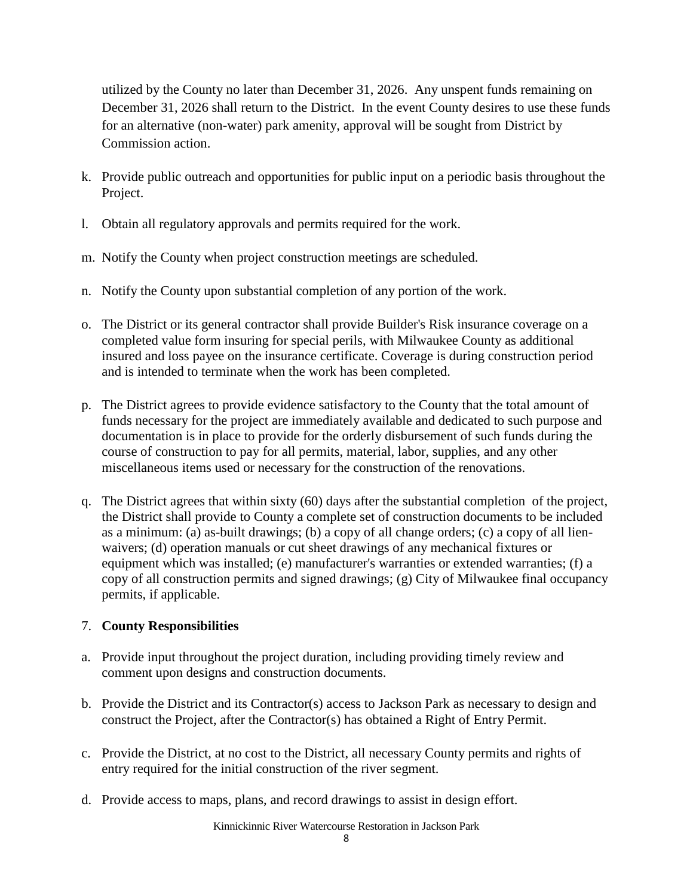utilized by the County no later than December 31, 2026. Any unspent funds remaining on December 31, 2026 shall return to the District. In the event County desires to use these funds for an alternative (non-water) park amenity, approval will be sought from District by Commission action.

k. Provide public outreach and opportunities for public input on a periodic basis throughout the Project.

l. Obtain all regulatory approvals and permits required for the work.

m. Notify the County when project construction meetings are scheduled.

n. Notify the County upon substantial completion of any portion of the work.

o. The District or its general contractor shall provide Builder's Risk insurance coverage on a completed value form insuring for special perils, with Milwaukee County as additional insured and loss payee on the insurance certificate. Coverage is during construction period and is intended to terminate when the work has been completed.

p. The District agrees to provide evidence satisfactory to the County that the total amount of funds necessary for the project are immediately available and dedicated to such purpose and documentation is in place to provide for the orderly disbursement of such funds during the course of construction to pay for all permits, material, labor, supplies, and any other miscellaneous items used or necessary for the construction of the renovations.

q. The District agrees that within sixty (60) days after the substantial completion of the project, the District shall provide to County a complete set of construction documents to be included as a minimum: (a) as-built drawings; (b) a copy of all change orders; (c) a copy of all lien-waivers; (d) operation manuals or cut sheet drawings of any mechanical fixtures or equipment which was installed; (e) manufacturer's warranties or extended warranties; (f) a copy of all construction permits and signed drawings; (g) City of Milwaukee final occupancy permits, if applicable.

7. **County Responsibilities**

a. Provide input throughout the project duration, including providing timely review and comment upon designs and construction documents.

b. Provide the District and its Contractor(s) access to Jackson Park as necessary to design and construct the Project, after the Contractor(s) has obtained a Right of Entry Permit.

c. Provide the District, at no cost to the District, all necessary County permits and rights of entry required for the initial construction of the river segment.

d. Provide access to maps, plans, and record drawings to assist in design effort.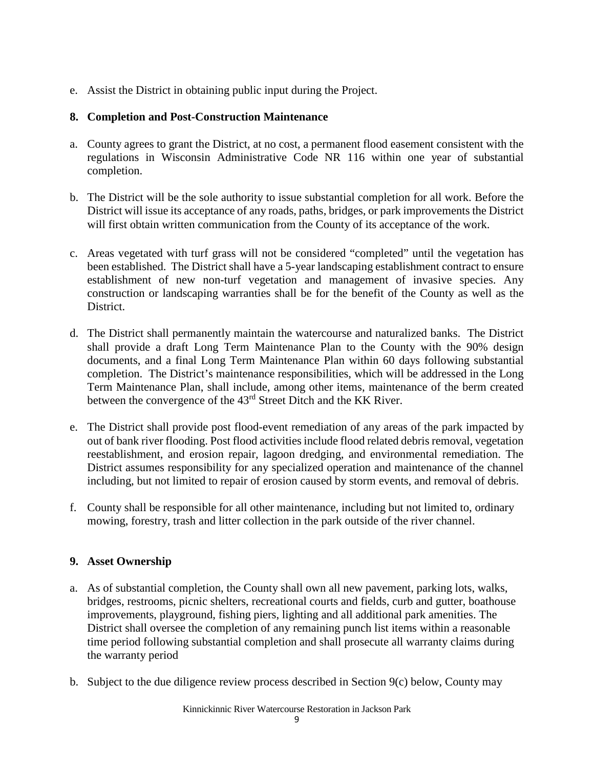e. Assist the District in obtaining public input during the Project.

## 8. Completion and Post-Construction Maintenance

a. County agrees to grant the District, at no cost, a permanent flood easement consistent with the regulations in Wisconsin Administrative Code NR 116 within one year of substantial completion.

b. The District will be the sole authority to issue substantial completion for all work. Before the District will issue its acceptance of any roads, paths, bridges, or park improvements the District will first obtain written communication from the County of its acceptance of the work.

c. Areas vegetated with turf grass will not be considered "completed" until the vegetation has been established. The District shall have a 5-year landscaping establishment contract to ensure establishment of new non-turf vegetation and management of invasive species. Any construction or landscaping warranties shall be for the benefit of the County as well as the District.

d. The District shall permanently maintain the watercourse and naturalized banks. The District shall provide a draft Long Term Maintenance Plan to the County with the 90% design documents, and a final Long Term Maintenance Plan within 60 days following substantial completion. The District's maintenance responsibilities, which will be addressed in the Long Term Maintenance Plan, shall include, among other items, maintenance of the berm created between the convergence of the 43rd Street Ditch and the KK River.

e. The District shall provide post flood-event remediation of any areas of the park impacted by out of bank river flooding. Post flood activities include flood related debris removal, vegetation reestablishment, and erosion repair, lagoon dredging, and environmental remediation. The District assumes responsibility for any specialized operation and maintenance of the channel including, but not limited to repair of erosion caused by storm events, and removal of debris.

f. County shall be responsible for all other maintenance, including but not limited to, ordinary mowing, forestry, trash and litter collection in the park outside of the river channel.

## 9. Asset Ownership

a. As of substantial completion, the County shall own all new pavement, parking lots, walks, bridges, restrooms, picnic shelters, recreational courts and fields, curb and gutter, boathouse improvements, playground, fishing piers, lighting and all additional park amenities. The District shall oversee the completion of any remaining punch list items within a reasonable time period following substantial completion and shall prosecute all warranty claims during the warranty period

b. Subject to the due diligence review process described in Section 9(c) below, County may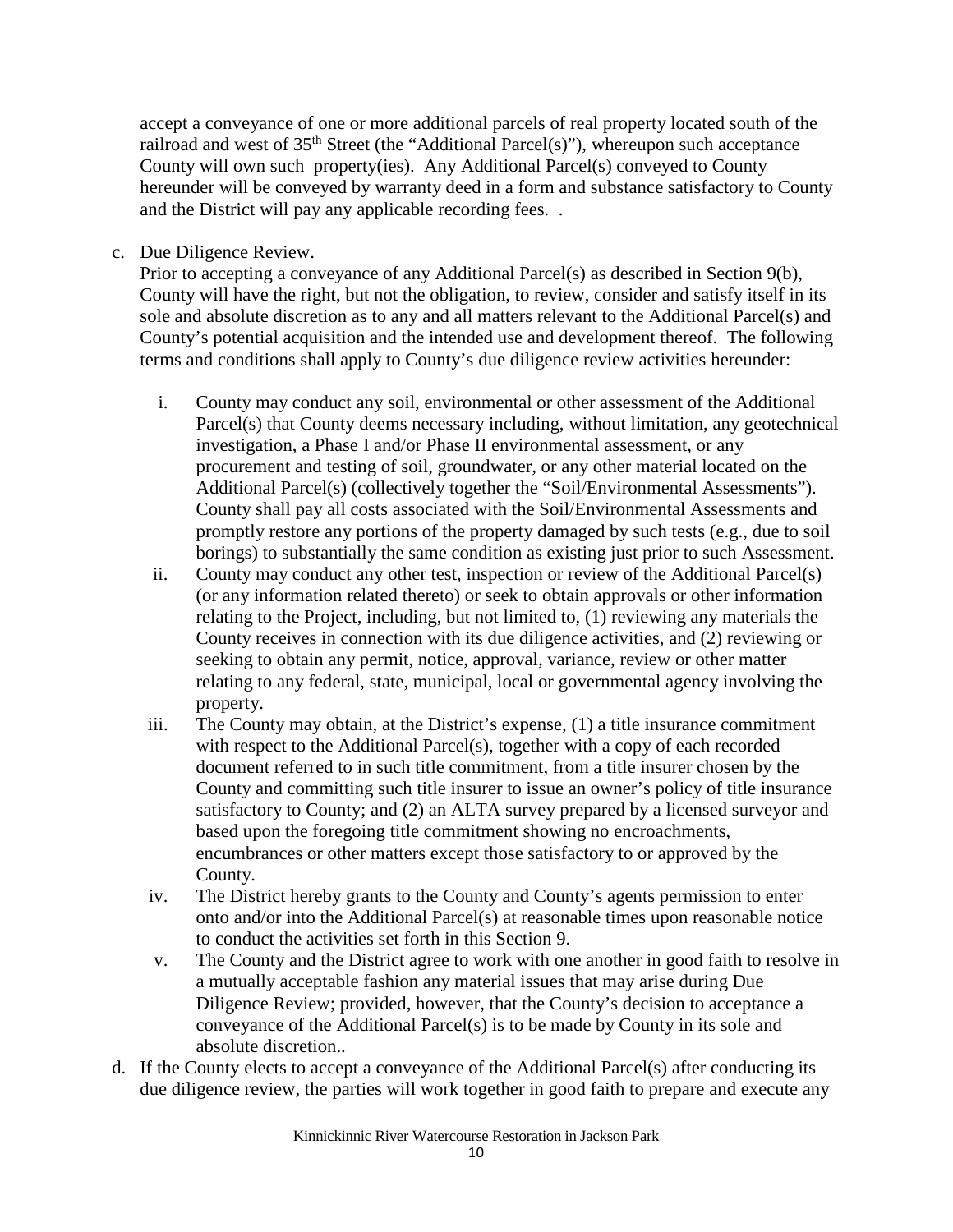accept a conveyance of one or more additional parcels of real property located south of the railroad and west of 35th Street (the "Additional Parcel(s)"), whereupon such acceptance County will own such property(ies). Any Additional Parcel(s) conveyed to County hereunder will be conveyed by warranty deed in a form and substance satisfactory to County and the District will pay any applicable recording fees. .

c. Due Diligence Review.
   Prior to accepting a conveyance of any Additional Parcel(s) as described in Section 9(b), County will have the right, but not the obligation, to review, consider and satisfy itself in its sole and absolute discretion as to any and all matters relevant to the Additional Parcel(s) and County's potential acquisition and the intended use and development thereof. The following terms and conditions shall apply to County's due diligence review activities hereunder:

   i. County may conduct any soil, environmental or other assessment of the Additional Parcel(s) that County deems necessary including, without limitation, any geotechnical investigation, a Phase I and/or Phase II environmental assessment, or any procurement and testing of soil, groundwater, or any other material located on the Additional Parcel(s) (collectively together the "Soil/Environmental Assessments"). County shall pay all costs associated with the Soil/Environmental Assessments and promptly restore any portions of the property damaged by such tests (e.g., due to soil borings) to substantially the same condition as existing just prior to such Assessment.
   ii. County may conduct any other test, inspection or review of the Additional Parcel(s) (or any information related thereto) or seek to obtain approvals or other information relating to the Project, including, but not limited to, (1) reviewing any materials the County receives in connection with its due diligence activities, and (2) reviewing or seeking to obtain any permit, notice, approval, variance, review or other matter relating to any federal, state, municipal, local or governmental agency involving the property.
   iii. The County may obtain, at the District's expense, (1) a title insurance commitment with respect to the Additional Parcel(s), together with a copy of each recorded document referred to in such title commitment, from a title insurer chosen by the County and committing such title insurer to issue an owner's policy of title insurance satisfactory to County; and (2) an ALTA survey prepared by a licensed surveyor and based upon the foregoing title commitment showing no encroachments, encumbrances or other matters except those satisfactory to or approved by the County.
   iv. The District hereby grants to the County and County's agents permission to enter onto and/or into the Additional Parcel(s) at reasonable times upon reasonable notice to conduct the activities set forth in this Section 9.
   v. The County and the District agree to work with one another in good faith to resolve in a mutually acceptable fashion any material issues that may arise during Due Diligence Review; provided, however, that the County's decision to acceptance a conveyance of the Additional Parcel(s) is to be made by County in its sole and absolute discretion..

d. If the County elects to accept a conveyance of the Additional Parcel(s) after conducting its due diligence review, the parties will work together in good faith to prepare and execute any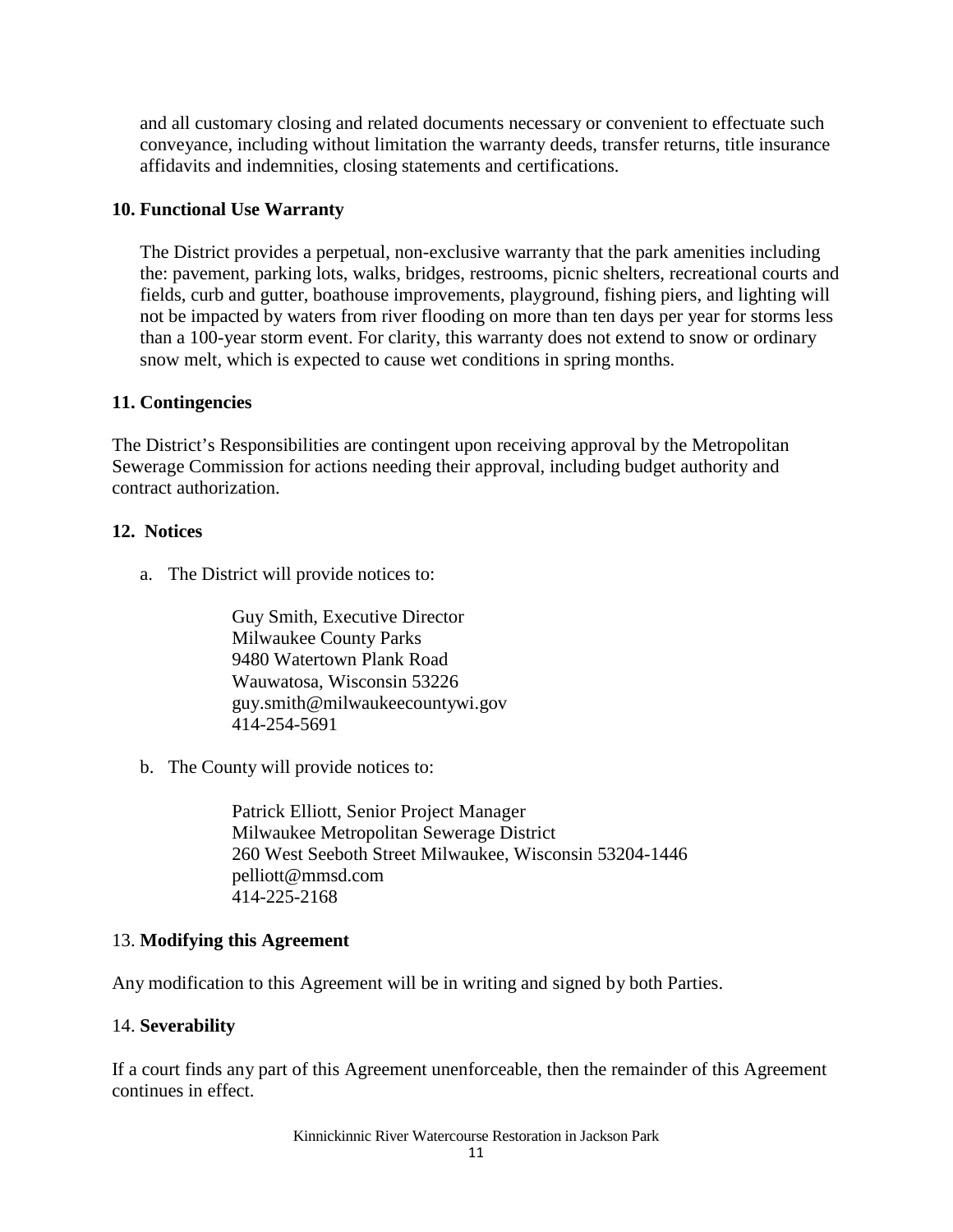and all customary closing and related documents necessary or convenient to effectuate such conveyance, including without limitation the warranty deeds, transfer returns, title insurance affidavits and indemnities, closing statements and certifications.

**10. Functional Use Warranty**

The District provides a perpetual, non-exclusive warranty that the park amenities including the: pavement, parking lots, walks, bridges, restrooms, picnic shelters, recreational courts and fields, curb and gutter, boathouse improvements, playground, fishing piers, and lighting will not be impacted by waters from river flooding on more than ten days per year for storms less than a 100-year storm event. For clarity, this warranty does not extend to snow or ordinary snow melt, which is expected to cause wet conditions in spring months.

**11. Contingencies**

The District's Responsibilities are contingent upon receiving approval by the Metropolitan Sewerage Commission for actions needing their approval, including budget authority and contract authorization.

**12. Notices**

a. The District will provide notices to:

   Guy Smith, Executive Director
   Milwaukee County Parks
   9480 Watertown Plank Road
   Wauwatosa, Wisconsin 53226
   guy.smith@milwaukeecountywi.gov
   414-254-5691

b. The County will provide notices to:

   Patrick Elliott, Senior Project Manager
   Milwaukee Metropolitan Sewerage District
   260 West Seeboth Street Milwaukee, Wisconsin 53204-1446
   pelliott@mmsd.com
   414-225-2168

13. **Modifying this Agreement**

Any modification to this Agreement will be in writing and signed by both Parties.

14. **Severability**

If a court finds any part of this Agreement unenforceable, then the remainder of this Agreement continues in effect.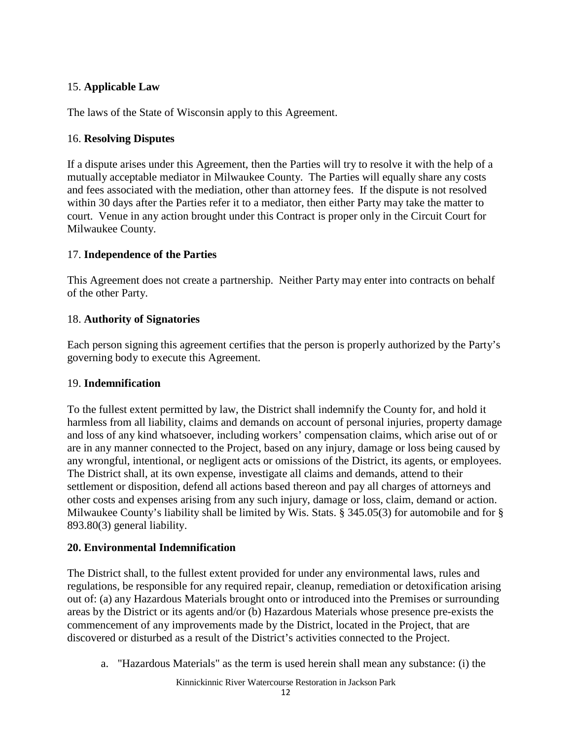## 15. **Applicable Law**

The laws of the State of Wisconsin apply to this Agreement.

## 16. **Resolving Disputes**

If a dispute arises under this Agreement, then the Parties will try to resolve it with the help of a mutually acceptable mediator in Milwaukee County. The Parties will equally share any costs and fees associated with the mediation, other than attorney fees. If the dispute is not resolved within 30 days after the Parties refer it to a mediator, then either Party may take the matter to court. Venue in any action brought under this Contract is proper only in the Circuit Court for Milwaukee County.

## 17. **Independence of the Parties**

This Agreement does not create a partnership. Neither Party may enter into contracts on behalf of the other Party.

## 18. **Authority of Signatories**

Each person signing this agreement certifies that the person is properly authorized by the Party's governing body to execute this Agreement.

## 19. **Indemnification**

To the fullest extent permitted by law, the District shall indemnify the County for, and hold it harmless from all liability, claims and demands on account of personal injuries, property damage and loss of any kind whatsoever, including workers' compensation claims, which arise out of or are in any manner connected to the Project, based on any injury, damage or loss being caused by any wrongful, intentional, or negligent acts or omissions of the District, its agents, or employees. The District shall, at its own expense, investigate all claims and demands, attend to their settlement or disposition, defend all actions based thereon and pay all charges of attorneys and other costs and expenses arising from any such injury, damage or loss, claim, demand or action. Milwaukee County's liability shall be limited by Wis. Stats. § 345.05(3) for automobile and for § 893.80(3) general liability.

## **20. Environmental Indemnification**

The District shall, to the fullest extent provided for under any environmental laws, rules and regulations, be responsible for any required repair, cleanup, remediation or detoxification arising out of: (a) any Hazardous Materials brought onto or introduced into the Premises or surrounding areas by the District or its agents and/or (b) Hazardous Materials whose presence pre-exists the commencement of any improvements made by the District, located in the Project, that are discovered or disturbed as a result of the District's activities connected to the Project.

a. "Hazardous Materials" as the term is used herein shall mean any substance: (i) the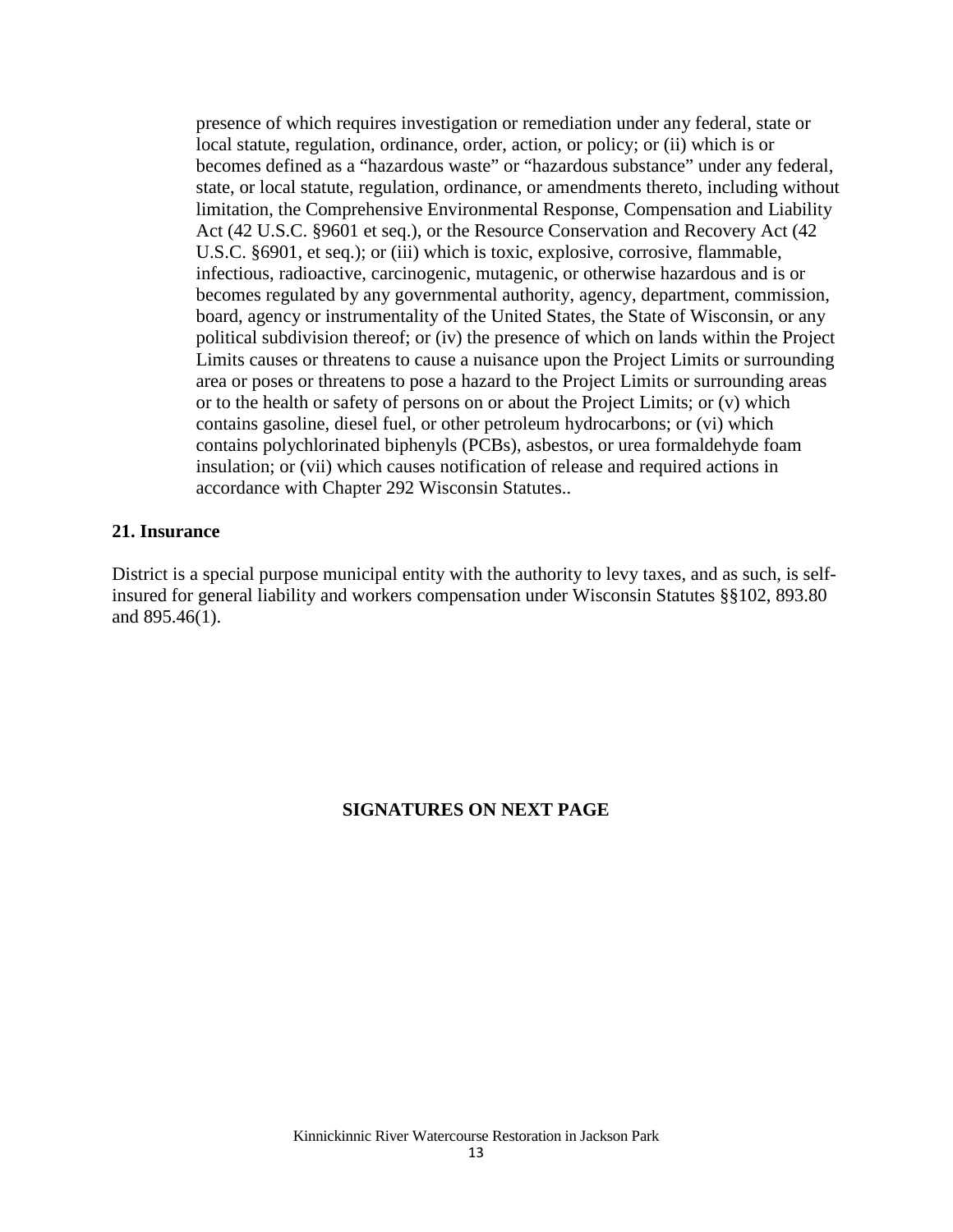presence of which requires investigation or remediation under any federal, state or local statute, regulation, ordinance, order, action, or policy; or (ii) which is or becomes defined as a "hazardous waste" or "hazardous substance" under any federal, state, or local statute, regulation, ordinance, or amendments thereto, including without limitation, the Comprehensive Environmental Response, Compensation and Liability Act (42 U.S.C. §9601 et seq.), or the Resource Conservation and Recovery Act (42 U.S.C. §6901, et seq.); or (iii) which is toxic, explosive, corrosive, flammable, infectious, radioactive, carcinogenic, mutagenic, or otherwise hazardous and is or becomes regulated by any governmental authority, agency, department, commission, board, agency or instrumentality of the United States, the State of Wisconsin, or any political subdivision thereof; or (iv) the presence of which on lands within the Project Limits causes or threatens to cause a nuisance upon the Project Limits or surrounding area or poses or threatens to pose a hazard to the Project Limits or surrounding areas or to the health or safety of persons on or about the Project Limits; or (v) which contains gasoline, diesel fuel, or other petroleum hydrocarbons; or (vi) which contains polychlorinated biphenyls (PCBs), asbestos, or urea formaldehyde foam insulation; or (vii) which causes notification of release and required actions in accordance with Chapter 292 Wisconsin Statutes..

**21. Insurance**

District is a special purpose municipal entity with the authority to levy taxes, and as such, is self-insured for general liability and workers compensation under Wisconsin Statutes §§102, 893.80 and 895.46(1).

**SIGNATURES ON NEXT PAGE**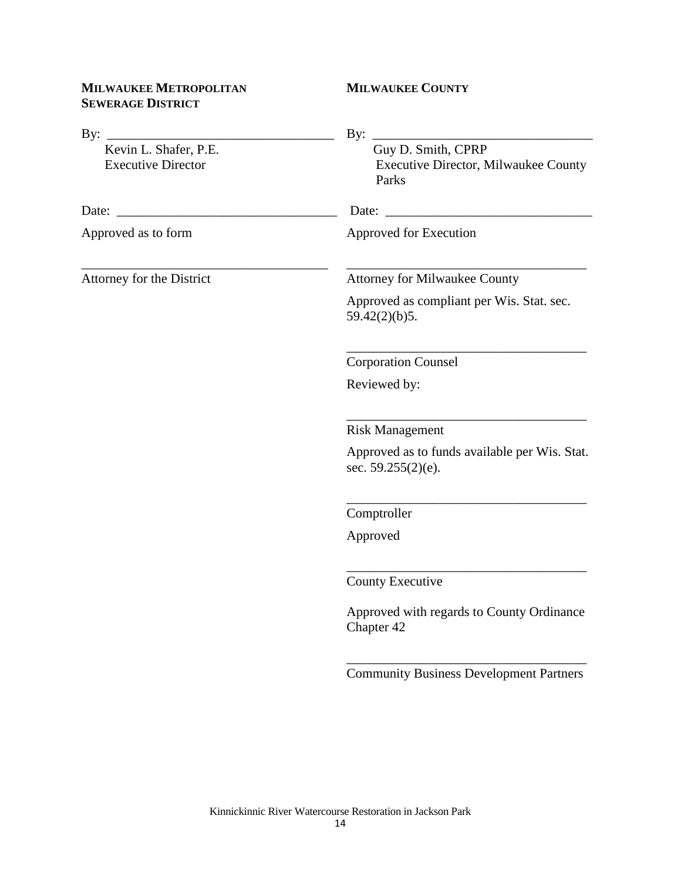**MILWAUKEE METROPOLITAN SEWERAGE DISTRICT**

By: ________________________________
Kevin L. Shafer, P.E.
Executive Director

Date: ________________________________

Approved as to form

________________________________
Attorney for the District

**MILWAUKEE COUNTY**

By: ________________________________
Guy D. Smith, CPRP
Executive Director, Milwaukee County Parks

Date: ________________________________

Approved for Execution

________________________________
Attorney for Milwaukee County

Approved as compliant per Wis. Stat. sec. 59.42(2)(b)5.

________________________________
Corporation Counsel

Reviewed by:

________________________________
Risk Management

Approved as to funds available per Wis. Stat. sec. 59.255(2)(e).

________________________________
Comptroller

Approved

________________________________
County Executive

Approved with regards to County Ordinance Chapter 42

________________________________
Community Business Development Partners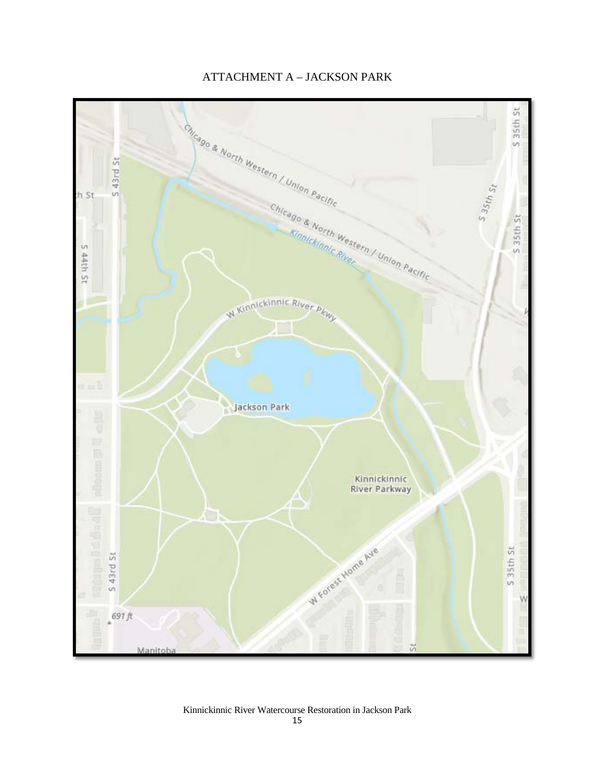# ATTACHMENT A – JACKSON PARK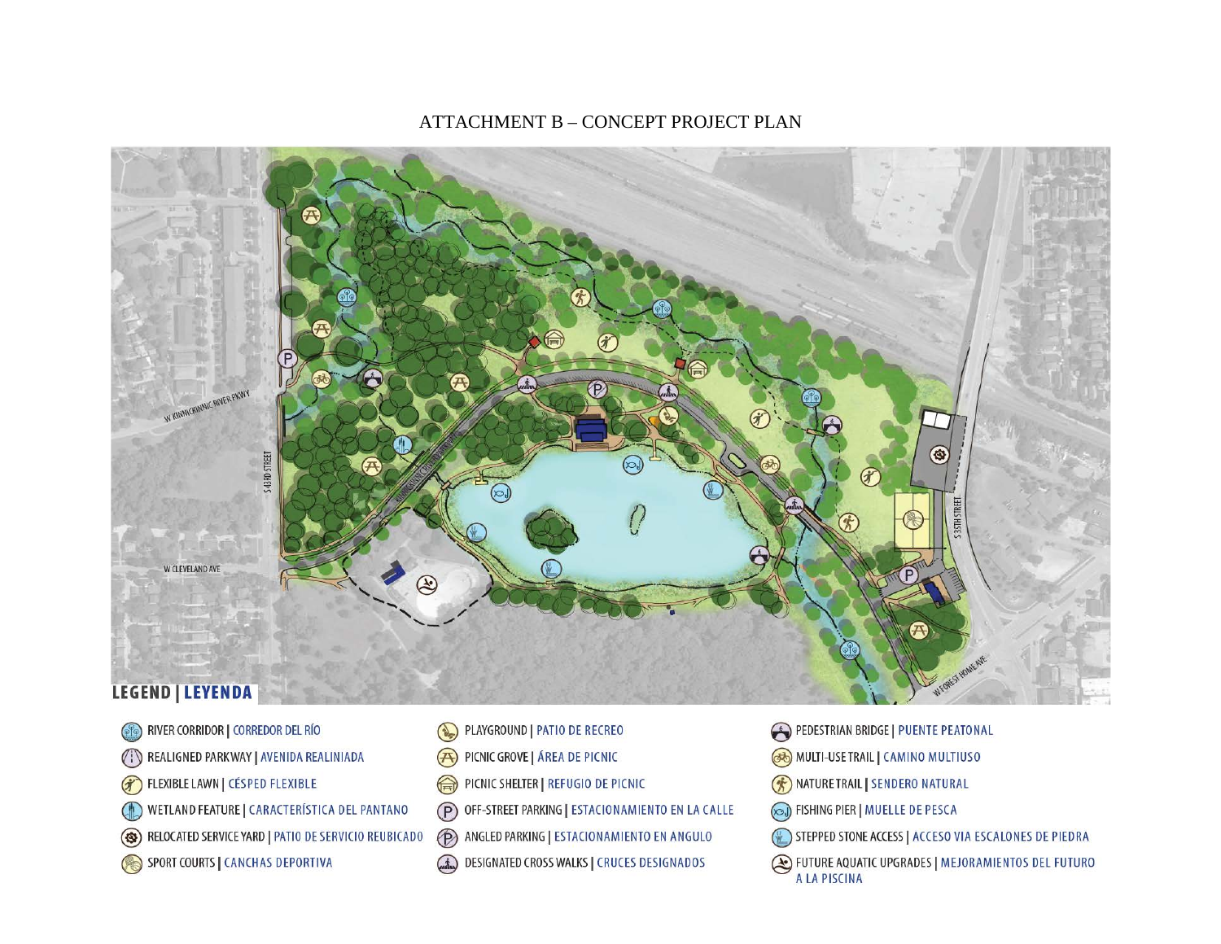# ATTACHMENT B – CONCEPT PROJECT PLAN

W KINNICKINNIC RIVER PKWY

S 43RD STREET

W CLEVELAND AVE

S 35TH STREET

W FOREST HOME AVE

## LEGEND | LEYENDA

- RIVER CORRIDOR | CORREDOR DEL RÍO
- REALIGNED PARKWAY | AVENIDA REALINIADA
- FLEXIBLE LAWN | CÉSPED FLEXIBLE
- WETLAND FEATURE | CARACTERÍSTICA DEL PANTANO
- RELOCATED SERVICE YARD | PATIO DE SERVICIO REUBICADO
- SPORT COURTS | CANCHAS DEPORTIVA
- PLAYGROUND | PATIO DE RECREO
- PICNIC GROVE | ÁREA DE PICNIC
- PICNIC SHELTER | REFUGIO DE PICNIC
- OFF-STREET PARKING | ESTACIONAMIENTO EN LA CALLE
- ANGLED PARKING | ESTACIONAMIENTO EN ANGULO
- DESIGNATED CROSS WALKS | CRUCES DESIGNADOS
- PEDESTRIAN BRIDGE | PUENTE PEATONAL
- MULTI-USE TRAIL | CAMINO MULTIUSO
- NATURE TRAIL | SENDERO NATURAL
- FISHING PIER | MUELLE DE PESCA
- STEPPED STONE ACCESS | ACCESO VIA ESCALONES DE PIEDRA
- FUTURE AQUATIC UPGRADES | MEJORAMIENTOS DEL FUTURO A LA PISCINA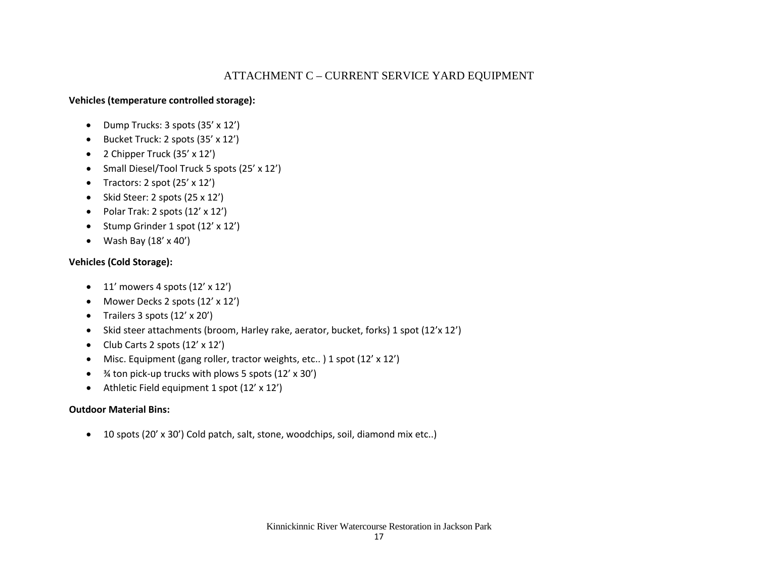# ATTACHMENT C – CURRENT SERVICE YARD EQUIPMENT

**Vehicles (temperature controlled storage):**

- Dump Trucks: 3 spots (35' x 12')
- Bucket Truck: 2 spots (35' x 12')
- 2 Chipper Truck (35' x 12')
- Small Diesel/Tool Truck 5 spots (25' x 12')
- Tractors: 2 spot (25' x 12')
- Skid Steer: 2 spots (25 x 12')
- Polar Trak: 2 spots (12' x 12')
- Stump Grinder 1 spot (12' x 12')
- Wash Bay (18' x 40')

**Vehicles (Cold Storage):**

- 11' mowers 4 spots (12' x 12')
- Mower Decks 2 spots (12' x 12')
- Trailers 3 spots (12' x 20')
- Skid steer attachments (broom, Harley rake, aerator, bucket, forks) 1 spot (12'x 12')
- Club Carts 2 spots (12' x 12')
- Misc. Equipment (gang roller, tractor weights, etc.. ) 1 spot (12' x 12')
- ¾ ton pick-up trucks with plows 5 spots (12' x 30')
- Athletic Field equipment 1 spot (12' x 12')

**Outdoor Material Bins:**

- 10 spots (20' x 30') Cold patch, salt, stone, woodchips, soil, diamond mix etc..)